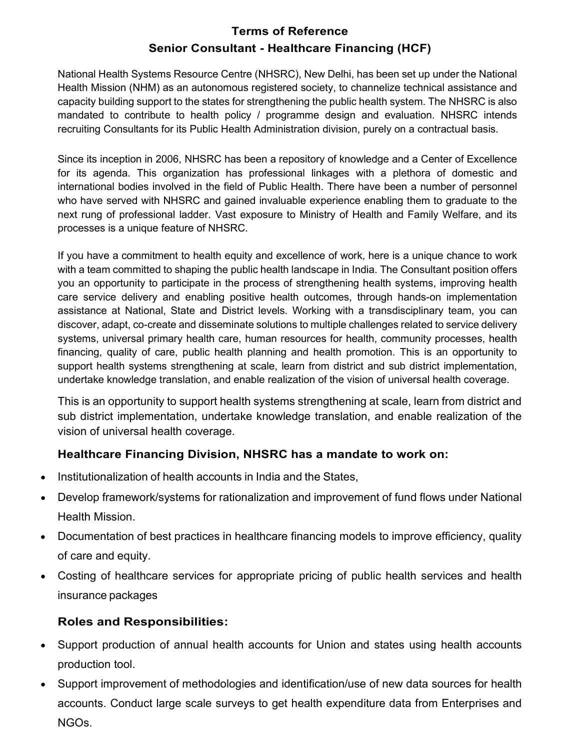# Terms of Reference

## Senior Consultant - Healthcare Financing (HCF)

National Health Systems Resource Centre (NHSRC), New Delhi, has been set up under the National Health Mission (NHM) as an autonomous registered society, to channelize technical assistance and capacity building support to the states for strengthening the public health system. The NHSRC is also mandated to contribute to health policy / programme design and evaluation. NHSRC intends recruiting Consultants for its Public Health Administration division, purely on a contractual basis.

Since its inception in 2006, NHSRC has been a repository of knowledge and a Center of Excellence for its agenda. This organization has professional linkages with a plethora of domestic and international bodies involved in the field of Public Health. There have been a number of personnel who have served with NHSRC and gained invaluable experience enabling them to graduate to the next rung of professional ladder. Vast exposure to Ministry of Health and Family Welfare, and its processes is a unique feature of NHSRC.

If you have a commitment to health equity and excellence of work, here is a unique chance to work with a team committed to shaping the public health landscape in India. The Consultant position offers you an opportunity to participate in the process of strengthening health systems, improving health care service delivery and enabling positive health outcomes, through hands-on implementation assistance at National, State and District levels. Working with a transdisciplinary team, you can discover, adapt, co-create and disseminate solutions to multiple challenges related to service delivery systems, universal primary health care, human resources for health, community processes, health financing, quality of care, public health planning and health promotion. This is an opportunity to support health systems strengthening at scale, learn from district and sub district implementation, undertake knowledge translation, and enable realization of the vision of universal health coverage.

This is an opportunity to support health systems strengthening at scale, learn from district and sub district implementation, undertake knowledge translation, and enable realization of the vision of universal health coverage.

### Healthcare Financing Division, NHSRC has a mandate to work on:

- Institutionalization of health accounts in India and the States,
- Develop framework/systems for rationalization and improvement of fund flows under National Health Mission.
- Documentation of best practices in healthcare financing models to improve efficiency, quality of care and equity.
- Costing of healthcare services for appropriate pricing of public health services and health insurance packages

### Roles and Responsibilities:

- Support production of annual health accounts for Union and states using health accounts production tool.
- Support improvement of methodologies and identification/use of new data sources for health accounts. Conduct large scale surveys to get health expenditure data from Enterprises and NGOs.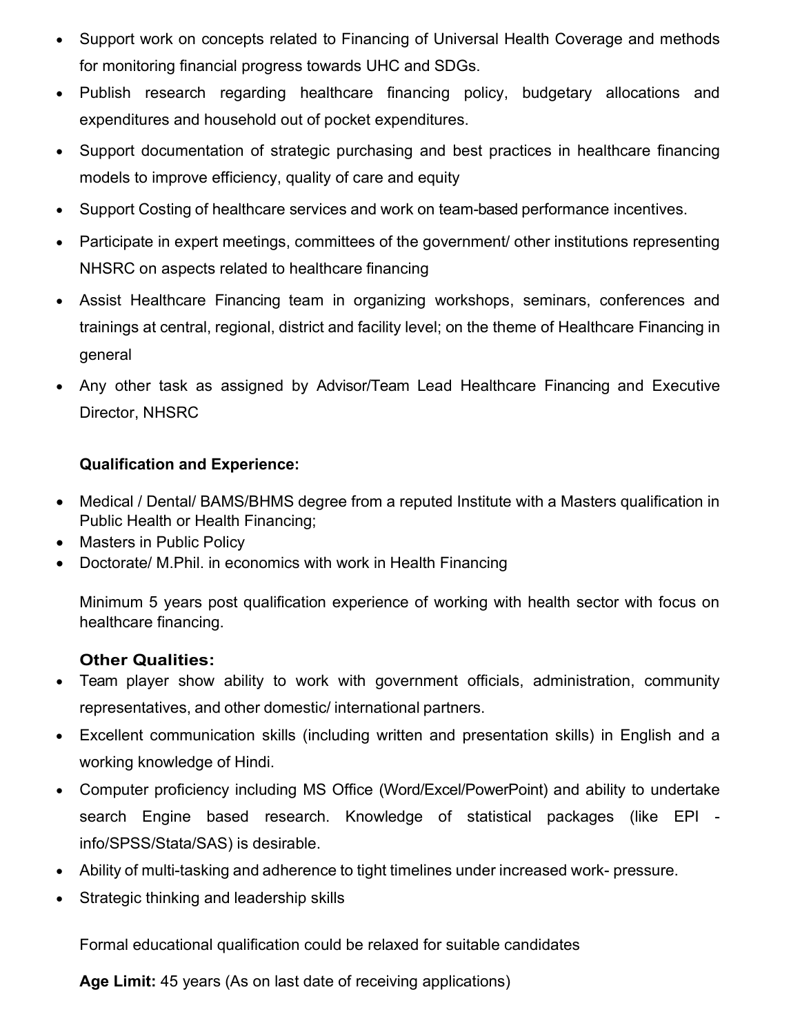- Support work on concepts related to Financing of Universal Health Coverage and methods for monitoring financial progress towards UHC and SDGs.
- Publish research regarding healthcare financing policy, budgetary allocations and expenditures and household out of pocket expenditures.
- Support documentation of strategic purchasing and best practices in healthcare financing models to improve efficiency, quality of care and equity
- Support Costing of healthcare services and work on team-based performance incentives.
- Participate in expert meetings, committees of the government/ other institutions representing NHSRC on aspects related to healthcare financing
- Assist Healthcare Financing team in organizing workshops, seminars, conferences and trainings at central, regional, district and facility level; on the theme of Healthcare Financing in general
- Any other task as assigned by Advisor/Team Lead Healthcare Financing and Executive Director, NHSRC

**Qualification and Experience:**

- Medical / Dental/ BAMS/BHMS degree from a reputed Institute with a Masters qualification in Public Health or Health Financing;
- Masters in Public Policy
- Doctorate/ M.Phil. in economics with work in Health Financing

Minimum 5 years post qualification experience of working with health sector with focus on healthcare financing.

**Other Qualities:**

- Team player show ability to work with government officials, administration, community representatives, and other domestic/ international partners.
- Excellent communication skills (including written and presentation skills) in English and a working knowledge of Hindi.
- Computer proficiency including MS Office (Word/Excel/PowerPoint) and ability to undertake search Engine based research. Knowledge of statistical packages (like EPI - info/SPSS/Stata/SAS) is desirable.
- Ability of multi-tasking and adherence to tight timelines under increased work- pressure.
- Strategic thinking and leadership skills

Formal educational qualification could be relaxed for suitable candidates

**Age Limit:** 45 years (As on last date of receiving applications)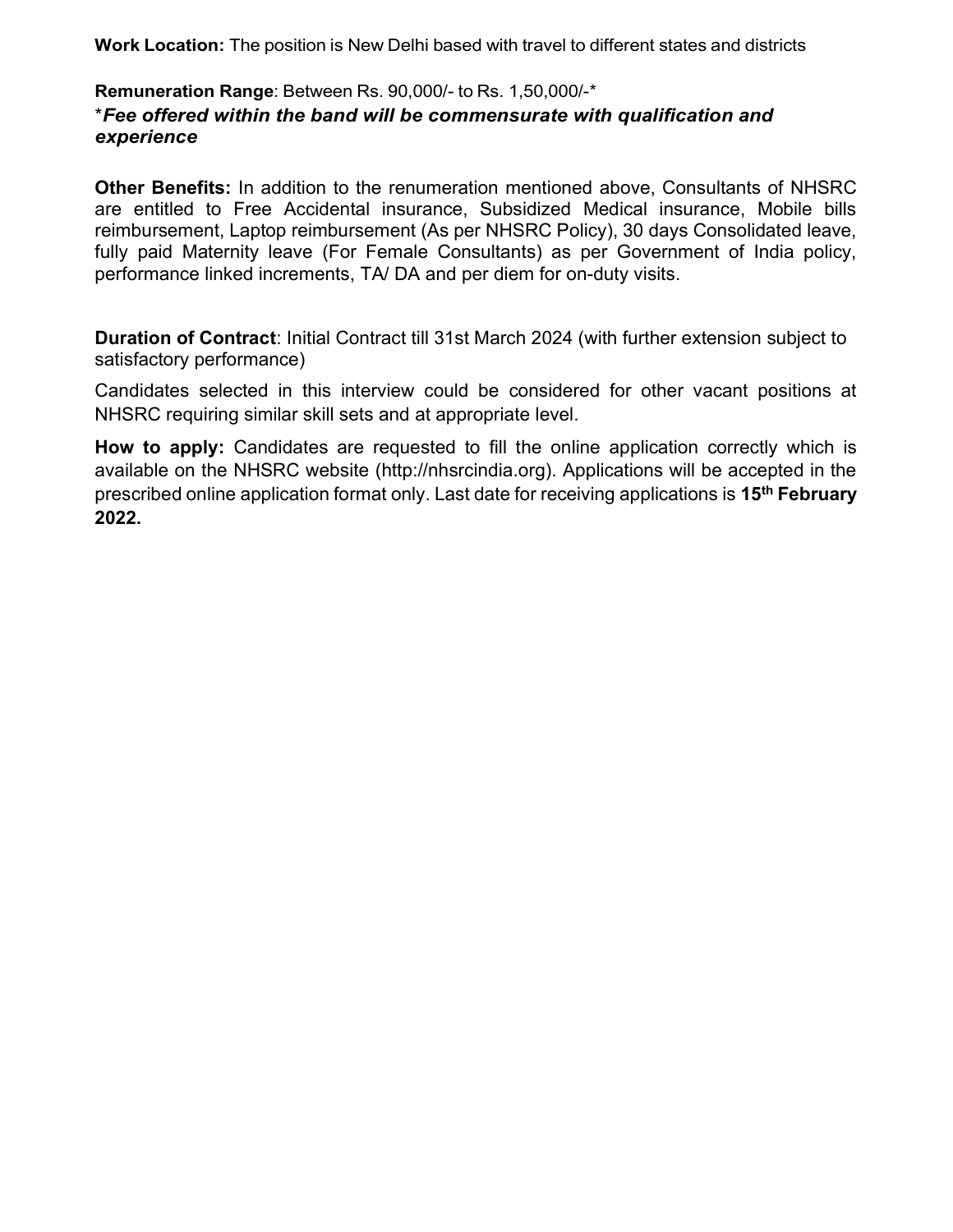**Work Location:** The position is New Delhi based with travel to different states and districts

**Remuneration Range**: Between Rs. 90,000/- to Rs. 1,50,000/-*
****Fee offered within the band will be commensurate with qualification and experience***

**Other Benefits:** In addition to the renumeration mentioned above, Consultants of NHSRC are entitled to Free Accidental insurance, Subsidized Medical insurance, Mobile bills reimbursement, Laptop reimbursement (As per NHSRC Policy), 30 days Consolidated leave, fully paid Maternity leave (For Female Consultants) as per Government of India policy, performance linked increments, TA/ DA and per diem for on-duty visits.

**Duration of Contract**: Initial Contract till 31st March 2024 (with further extension subject to satisfactory performance)

Candidates selected in this interview could be considered for other vacant positions at NHSRC requiring similar skill sets and at appropriate level.

**How to apply:** Candidates are requested to fill the online application correctly which is available on the NHSRC website (http://nhsrcindia.org). Applications will be accepted in the prescribed online application format only. Last date for receiving applications is **15th February 2022.**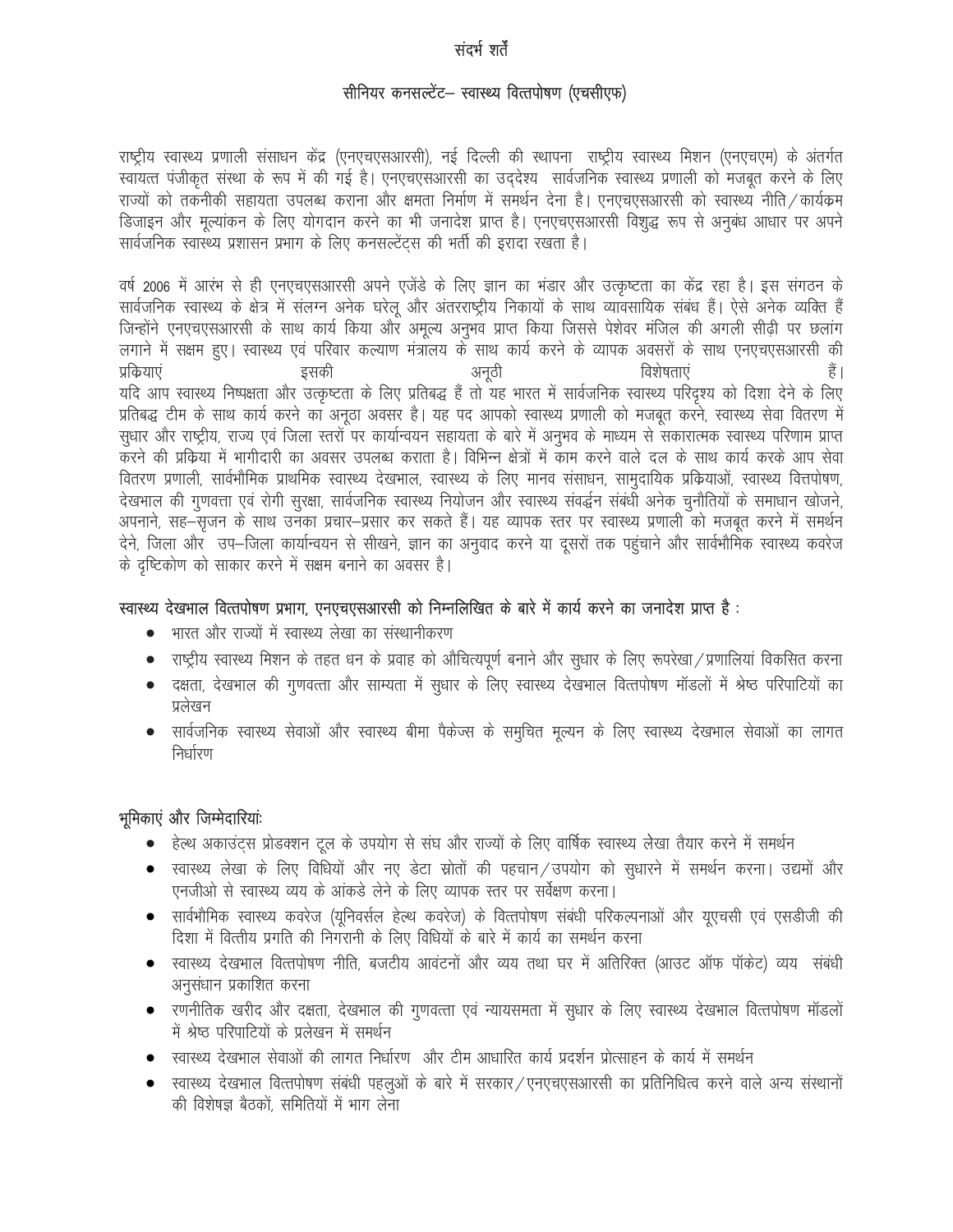# संदर्भ शर्तें

## सीनियर कनसल्टेंट– स्वास्थ्य वित्तपोषण (एचसीएफ)

राष्ट्रीय स्वास्थ्य प्रणाली संसाधन केंद्र (एनएचएसआरसी), नई दिल्ली की स्थापना राष्ट्रीय स्वास्थ्य मिशन (एनएचएम) के अंतर्गत स्वायत्त पंजीकृत संस्था के रूप में की गई है। एनएचएसआरसी का उद्देश्य सार्वजनिक स्वास्थ्य प्रणाली को मजबूत करने के लिए राज्यों को तकनीकी सहायता उपलब्ध कराना और क्षमता निर्माण में समर्थन देना है। एनएचएसआरसी को स्वास्थ्य नीति/कार्यक्रम डिजाइन और मूल्यांकन के लिए योगदान करने का भी जनादेश प्राप्त है। एनएचएसआरसी विशुद्ध रूप से अनुबंध आधार पर अपने सार्वजनिक स्वास्थ्य प्रशासन प्रभाग के लिए कनसल्टेंट्स की भर्ती की इरादा रखता है।

वर्ष 2006 में आरंभ से ही एनएचएसआरसी अपने एजेंडे के लिए ज्ञान का भंडार और उत्कृष्टता का केंद्र रहा है। इस संगठन के सार्वजनिक स्वास्थ्य के क्षेत्र में संलग्न अनेक घरेलू और अंतरराष्ट्रीय निकायों के साथ व्यावसायिक संबंध हैं। ऐसे अनेक व्यक्ति हैं जिन्होंने एनएचएसआरसी के साथ कार्य किया और अमूल्य अनुभव प्राप्त किया जिससे पेशेवर मंजिल की अगली सीढ़ी पर छलांग लगाने में सक्षम हुए। स्वास्थ्य एवं परिवार कल्याण मंत्रालय के साथ कार्य करने के व्यापक अवसरों के साथ एनएचएसआरसी की प्रकियाएं इसकी अनूठी विशेषताएं हैं।
यदि आप स्वास्थ्य निष्पक्षता और उत्कृष्टता के लिए प्रतिबद्ध हैं तो यह भारत में सार्वजनिक स्वास्थ्य परिदृश्य को दिशा देने के लिए प्रतिबद्ध टीम के साथ कार्य करने का अनूठा अवसर है। यह पद आपको स्वास्थ्य प्रणाली को मजबूत करने, स्वास्थ्य सेवा वितरण में सुधार और राष्ट्रीय, राज्य एवं जिला स्तरों पर कार्यान्वयन सहायता के बारे में अनुभव के माध्यम से सकारात्मक स्वास्थ्य परिणाम प्राप्त करने की प्रक्रिया में भागीदारी का अवसर उपलब्ध कराता है। विभिन्न क्षेत्रों में काम करने वाले दल के साथ कार्य करके आप सेवा वितरण प्रणाली, सार्वभौमिक प्राथमिक स्वास्थ्य देखभाल, स्वास्थ्य के लिए मानव संसाधन, सामुदायिक प्रक्रियाओं, स्वास्थ्य वित्तपोषण, देखभाल की गुणवत्ता एवं रोगी सुरक्षा, सार्वजनिक स्वास्थ्य नियोजन और स्वास्थ्य संवर्द्धन संबंधी अनेक चुनौतियों के समाधान खोजने, अपनाने, सह–सृजन के साथ उनका प्रचार–प्रसार कर सकते हैं। यह व्यापक स्तर पर स्वास्थ्य प्रणाली को मजबूत करने में समर्थन देने, जिला और उप–जिला कार्यान्वयन से सीखने, ज्ञान का अनुवाद करने या दूसरों तक पहुंचाने और सार्वभौमिक स्वास्थ्य कवरेज के दृष्टिकोण को साकार करने में सक्षम बनाने का अवसर है।

**स्वास्थ्य देखभाल वित्तपोषण प्रभाग, एनएचएसआरसी को निम्नलिखित के बारे में कार्य करने का जनादेश प्राप्त है :**

- भारत और राज्यों में स्वास्थ्य लेखा का संस्थानीकरण
- राष्ट्रीय स्वास्थ्य मिशन के तहत धन के प्रवाह को औचित्यपूर्ण बनाने और सुधार के लिए रूपरेखा/प्रणालियां विकसित करना
- दक्षता, देखभाल की गुणवत्ता और साम्यता में सुधार के लिए स्वास्थ्य देखभाल वित्तपोषण मॉडलों में श्रेष्ठ परिपाटियों का प्रलेखन
- सार्वजनिक स्वास्थ्य सेवाओं और स्वास्थ्य बीमा पैकेज्स के समुचित मूल्यन के लिए स्वास्थ्य देखभाल सेवाओं का लागत निर्धारण

**भूमिकाएं और जिम्मेदारियांः**

- हेल्थ अकाउंट्स प्रोडक्शन टूल के उपयोग से संघ और राज्यों के लिए वार्षिक स्वास्थ्य लेखा तैयार करने में समर्थन
- स्वास्थ्य लेखा के लिए विधियों और नए डेटा स्रोतों की पहचान/उपयोग को सुधारने में समर्थन करना। उद्यमों और एनजीओ से स्वास्थ्य व्यय के आंकडे लेने के लिए व्यापक स्तर पर सर्वेक्षण करना।
- सार्वभौमिक स्वास्थ्य कवरेज (यूनिवर्सल हेल्थ कवरेज) के वित्तपोषण संबंधी परिकल्पनाओं और यूएचसी एवं एसडीजी की दिशा में वित्तीय प्रगति की निगरानी के लिए विधियों के बारे में कार्य का समर्थन करना
- स्वास्थ्य देखभाल वित्तपोषण नीति, बजटीय आवंटनों और व्यय तथा घर में अतिरिक्त (आउट ऑफ पॉकेट) व्यय संबंधी अनुसंधान प्रकाशित करना
- रणनीतिक खरीद और दक्षता, देखभाल की गुणवत्ता एवं न्यायसमता में सुधार के लिए स्वास्थ्य देखभाल वित्तपोषण मॉडलों में श्रेष्ठ परिपाटियों के प्रलेखन में समर्थन
- स्वास्थ्य देखभाल सेवाओं की लागत निर्धारण और टीम आधारित कार्य प्रदर्शन प्रोत्साहन के कार्य में समर्थन
- स्वास्थ्य देखभाल वित्तपोषण संबंधी पहलुओं के बारे में सरकार/एनएचएसआरसी का प्रतिनिधित्व करने वाले अन्य संस्थानों की विशेषज्ञ बैठकों, समितियों में भाग लेना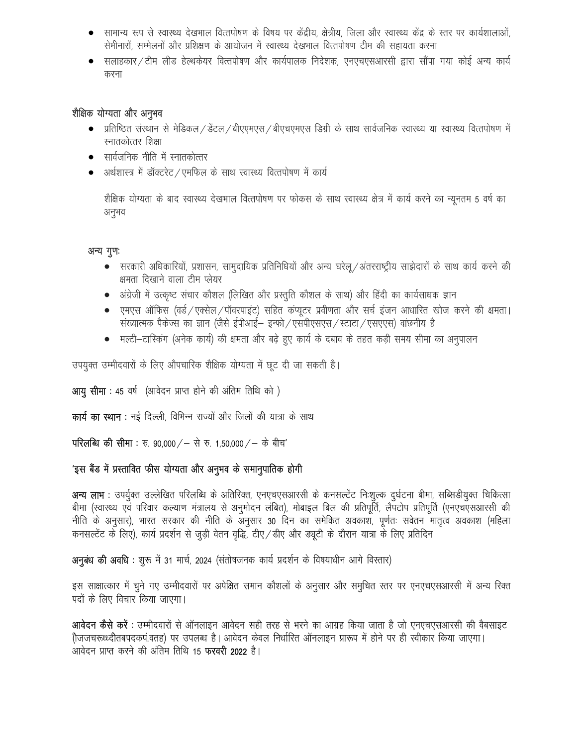- सामान्य रूप से स्वास्थ्य देखभाल वित्तपोषण के विषय पर केंद्रीय, क्षेत्रीय, जिला और स्वास्थ्य केंद्र के स्तर पर कार्यशालाओं, सेमीनारों, सम्मेलनों और प्रशिक्षण के आयोजन में स्वास्थ्य देखभाल वित्तपोषण टीम की सहायता करना
- सलाहकार/टीम लीड हेल्थकेयर वित्तपोषण और कार्यपालक निदेशक, एनएचएसआरसी द्वारा सौंपा गया कोई अन्य कार्य करना

**शैक्षिक योग्यता और अनुभव**

- प्रतिष्ठित संस्थान से मेडिकल/डेंटल/बीएएमएस/बीएचएमएस डिग्री के साथ सार्वजनिक स्वास्थ्य या स्वास्थ्य वित्तपोषण में स्नातकोत्तर शिक्षा
- सार्वजनिक नीति में स्नातकोत्तर
- अर्थशास्त्र में डॉक्टरेट/एमफिल के साथ स्वास्थ्य वित्तपोषण में कार्य

शैक्षिक योग्यता के बाद स्वास्थ्य देखभाल वित्तपोषण पर फोकस के साथ स्वास्थ्य क्षेत्र में कार्य करने का न्यूनतम 5 वर्ष का अनुभव

अन्य गुणः

- सरकारी अधिकारियों, प्रशासन, सामुदायिक प्रतिनिधियों और अन्य घरेलू/अंतरराष्ट्रीय साझेदारों के साथ कार्य करने की क्षमता दिखाने वाला टीम प्लेयर
- अंग्रेजी में उत्कृष्ट संचार कौशल (लिखित और प्रस्तुति कौशल के साथ) और हिंदी का कार्यसाधक ज्ञान
- एमएस ऑफिस (वर्ड/एक्सेल/पॉवरपाइंट) सहित कंप्यूटर प्रवीणता और सर्च इंजन आधारित खोज करने की क्षमता। संख्यात्मक पैकेज्स का ज्ञान (जैसे ईपीआई– इन्फो/एसपीएसएस/स्टाटा/एसएएस) वांछनीय है
- मल्टी–टास्किंग (अनेक कार्य) की क्षमता और बढ़े हुए कार्य के दबाव के तहत कड़ी समय सीमा का अनुपालन

उपयुक्त उम्मीदवारों के लिए औपचारिक शैक्षिक योग्यता में छूट दी जा सकती है।

**आयु सीमा** : 45 वर्ष (आवेदन प्राप्त होने की अंतिम तिथि को )

**कार्य का स्थान** : नई दिल्ली, विभिन्न राज्यों और जिलों की यात्रा के साथ

**परिलब्धि की सीमा** : रु. 90,000/– से रु. 1,50,000/– के बीच'

**'इस बैंड में प्रस्तावित फीस योग्यता और अनुभव के समानुपातिक होगी**

**अन्य लाभ** : उपर्युक्त उल्लेखित परिलब्धि के अतिरिक्त, एनएचएसआरसी के कनसल्टेंट निःशुल्क दुर्घटना बीमा, सब्सिडीयुक्त चिकित्सा बीमा (स्वास्थ्य एवं परिवार कल्याण मंत्रालय से अनुमोदन लंबित), मोबाइल बिल की प्रतिपूर्ति, लैपटोप प्रतिपूर्ति (एनएचएसआरसी की नीति के अनुसार), भारत सरकार की नीति के अनुसार 30 दिन का समेकित अवकाश, पूर्णतः सवेतन मातृत्व अवकाश (महिला कनसल्टेंट के लिए), कार्य प्रदर्शन से जुड़ी वेतन वृद्धि, टीए/डीए और ड्यूटी के दौरान यात्रा के लिए प्रतिदिन

**अनुबंध की अवधि** : शुरू में 31 मार्च, 2024 (संतोषजनक कार्य प्रदर्शन के विषयाधीन आगे विस्तार)

इस साक्षात्कार में चुने गए उम्मीदवारों पर अपेक्षित समान कौशलों के अनुसार और समुचित स्तर पर एनएचएसआरसी में अन्य रिक्त पदों के लिए विचार किया जाएगा।

**आवेदन कैसे करें** : उम्मीदवारों से ऑनलाइन आवेदन सही तरह से भरने का आग्रह किया जाता है जो एनएचएसआरसी की वैबसाइट (िजजचरूध्ध्दीतबपदकपं.वतह) पर उपलब्ध है। आवेदन केवल निर्धारित ऑनलाइन प्रारूप में होने पर ही स्वीकार किया जाएगा। आवेदन प्राप्त करने की अंतिम तिथि 15 **फरवरी 2022** है।